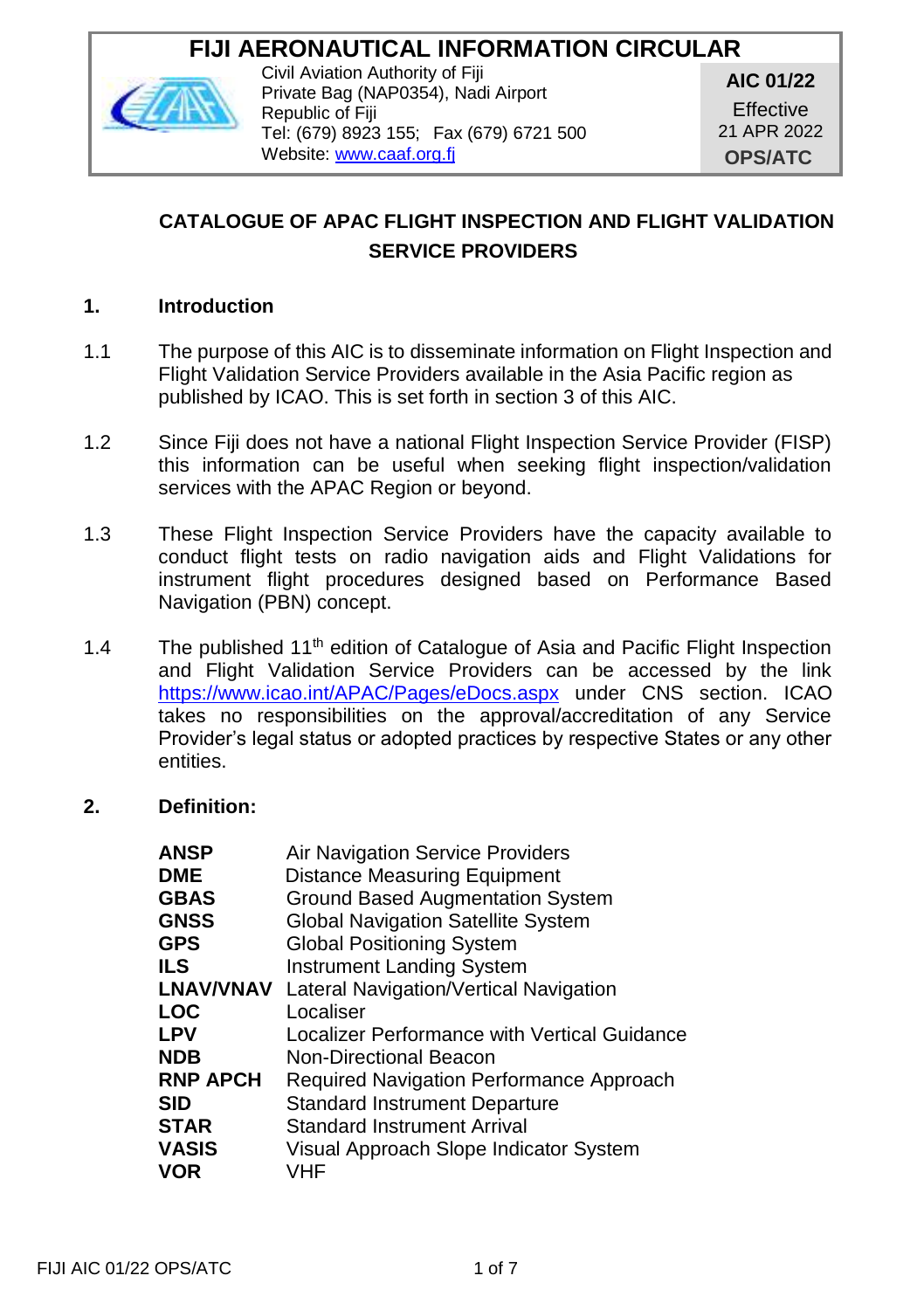# FIJI AERONAUTICAL INFORMATION CIRCULAR

Civil Aviation Authority of Fiji
Private Bag (NAP0354), Nadi Airport
Republic of Fiji
Tel: (679) 8923 155; Fax (679) 6721 500
Website: www.caaf.org.fj

**AIC 01/22**
Effective
21 APR 2022
**OPS/ATC**

## CATALOGUE OF APAC FLIGHT INSPECTION AND FLIGHT VALIDATION SERVICE PROVIDERS

### 1. Introduction

1.1 The purpose of this AIC is to disseminate information on Flight Inspection and Flight Validation Service Providers available in the Asia Pacific region as published by ICAO. This is set forth in section 3 of this AIC.

1.2 Since Fiji does not have a national Flight Inspection Service Provider (FISP) this information can be useful when seeking flight inspection/validation services with the APAC Region or beyond.

1.3 These Flight Inspection Service Providers have the capacity available to conduct flight tests on radio navigation aids and Flight Validations for instrument flight procedures designed based on Performance Based Navigation (PBN) concept.

1.4 The published 11th edition of Catalogue of Asia and Pacific Flight Inspection and Flight Validation Service Providers can be accessed by the link https://www.icao.int/APAC/Pages/eDocs.aspx under CNS section. ICAO takes no responsibilities on the approval/accreditation of any Service Provider's legal status or adopted practices by respective States or any other entities.

### 2. Definition:

| | |
|---|---|
| **ANSP** | Air Navigation Service Providers |
| **DME** | Distance Measuring Equipment |
| **GBAS** | Ground Based Augmentation System |
| **GNSS** | Global Navigation Satellite System |
| **GPS** | Global Positioning System |
| **ILS** | Instrument Landing System |
| **LNAV/VNAV** | Lateral Navigation/Vertical Navigation |
| **LOC** | Localiser |
| **LPV** | Localizer Performance with Vertical Guidance |
| **NDB** | Non-Directional Beacon |
| **RNP APCH** | Required Navigation Performance Approach |
| **SID** | Standard Instrument Departure |
| **STAR** | Standard Instrument Arrival |
| **VASIS** | Visual Approach Slope Indicator System |
| **VOR** | VHF |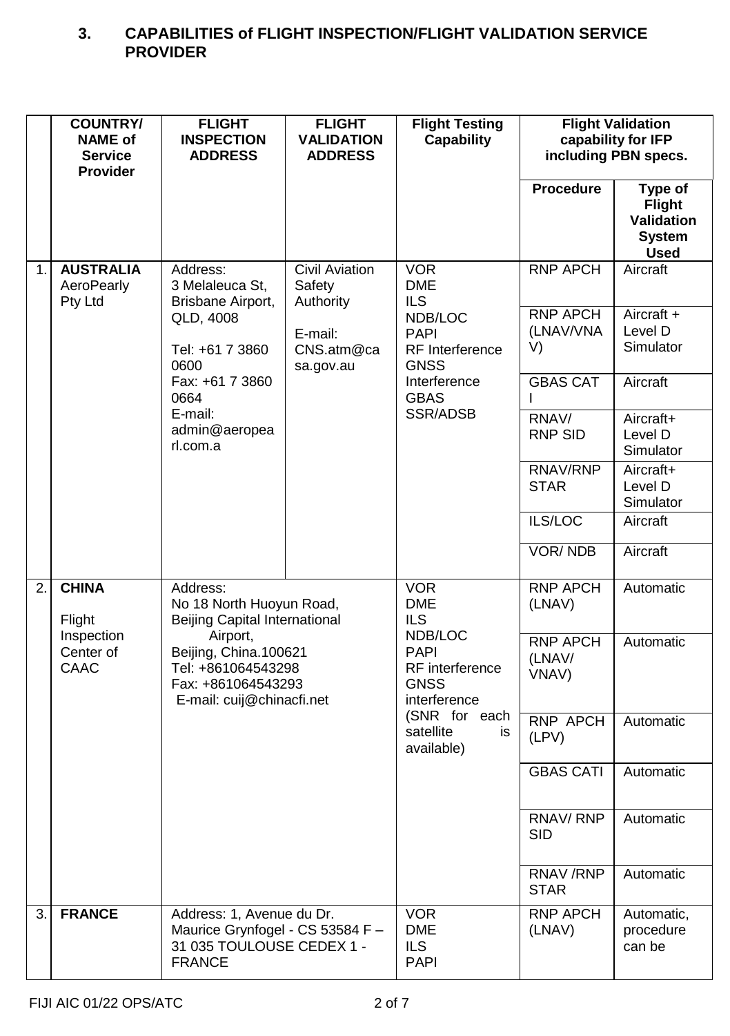## 3. CAPABILITIES of FLIGHT INSPECTION/FLIGHT VALIDATION SERVICE PROVIDER

| | COUNTRY/ NAME of Service Provider | FLIGHT INSPECTION ADDRESS | FLIGHT VALIDATION ADDRESS | Flight Testing Capability | Flight Validation capability for IFP including PBN specs. | |
|---|---|---|---|---|---|---|
| | | | | | Procedure | Type of Flight Validation System Used |
| 1. | **AUSTRALIA** AeroPearly Pty Ltd | Address: 3 Melaleuca St, Brisbane Airport, QLD, 4008<br><br>Tel: +61 7 3860 0600<br>Fax: +61 7 3860 0664<br>E-mail: admin@aeropearl.com.a | Civil Aviation Safety Authority<br><br>E-mail: CNS.atm@casa.gov.au | VOR<br>DME<br>ILS<br>NDB/LOC<br>PAPI<br>RF Interference<br>GNSS Interference<br>GBAS<br>SSR/ADSB | RNP APCH | Aircraft |
| | | | | | RNP APCH (LNAV/VNAV) | Aircraft + Level D Simulator |
| | | | | | GBAS CAT I | Aircraft |
| | | | | | RNAV/ RNP SID | Aircraft+ Level D Simulator |
| | | | | | RNAV/RNP STAR | Aircraft+ Level D Simulator |
| | | | | | ILS/LOC | Aircraft |
| | | | | | VOR/ NDB | Aircraft |
| 2. | **CHINA**<br><br>Flight Inspection Center of CAAC | Address: No 18 North Huoyun Road, Beijing Capital International Airport, Beijing, China.100621<br>Tel: +861064543298<br>Fax: +861064543293<br>E-mail: cuij@chinacfi.net | | VOR<br>DME<br>ILS<br>NDB/LOC<br>PAPI<br>RF interference<br>GNSS interference (SNR for each satellite is available) | RNP APCH (LNAV) | Automatic |
| | | | | | RNP APCH (LNAV/ VNAV) | Automatic |
| | | | | | RNP APCH (LPV) | Automatic |
| | | | | | GBAS CATI | Automatic |
| | | | | | RNAV/ RNP SID | Automatic |
| | | | | | RNAV /RNP STAR | Automatic |
| 3. | **FRANCE** | Address: 1, Avenue du Dr. Maurice Grynfogel - CS 53584 F – 31 035 TOULOUSE CEDEX 1 - FRANCE | | VOR<br>DME<br>ILS<br>PAPI | RNP APCH (LNAV) | Automatic, procedure can be |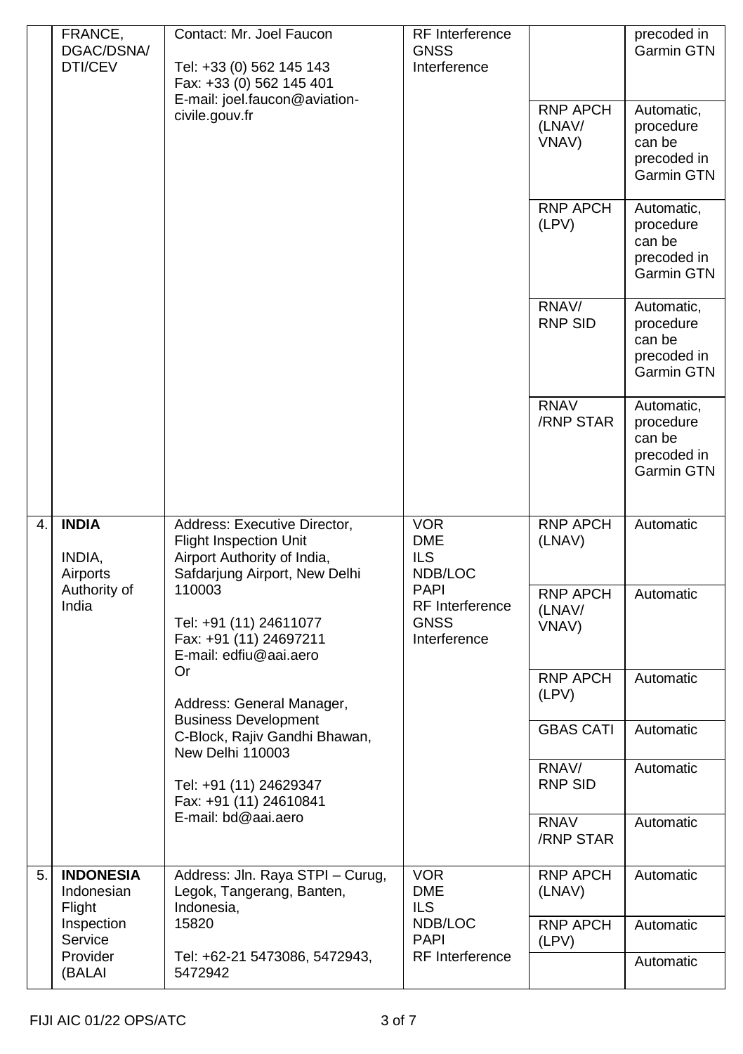| | | | | | |
|---|---|---|---|---|---|
| | FRANCE, DGAC/DSNA/ DTI/CEV | Contact: Mr. Joel Faucon<br><br>Tel: +33 (0) 562 145 143<br>Fax: +33 (0) 562 145 401<br>E-mail: joel.faucon@aviation-civile.gouv.fr | RF Interference<br>GNSS Interference | | precoded in Garmin GTN |
| | | | | RNP APCH (LNAV/ VNAV) | Automatic, procedure can be precoded in Garmin GTN |
| | | | | RNP APCH (LPV) | Automatic, procedure can be precoded in Garmin GTN |
| | | | | RNAV/ RNP SID | Automatic, procedure can be precoded in Garmin GTN |
| | | | | RNAV /RNP STAR | Automatic, procedure can be precoded in Garmin GTN |
| 4. | **INDIA**<br><br>INDIA, Airports Authority of India | Address: Executive Director, Flight Inspection Unit<br>Airport Authority of India, Safdarjung Airport, New Delhi 110003<br><br>Tel: +91 (11) 24611077<br>Fax: +91 (11) 24697211<br>E-mail: edfiu@aai.aero<br>Or<br><br>Address: General Manager, Business Development<br>C-Block, Rajiv Gandhi Bhawan, New Delhi 110003<br><br>Tel: +91 (11) 24629347<br>Fax: +91 (11) 24610841<br>E-mail: bd@aai.aero | VOR<br>DME<br>ILS<br>NDB/LOC<br>PAPI<br>RF Interference<br>GNSS Interference | RNP APCH (LNAV) | Automatic |
| | | | | RNP APCH (LNAV/ VNAV) | Automatic |
| | | | | RNP APCH (LPV) | Automatic |
| | | | | GBAS CATI | Automatic |
| | | | | RNAV/ RNP SID | Automatic |
| | | | | RNAV /RNP STAR | Automatic |
| 5. | **INDONESIA**<br>Indonesian Flight Inspection Service Provider (BALAI | Address: Jln. Raya STPI – Curug, Legok, Tangerang, Banten, Indonesia, 15820<br><br>Tel: +62-21 5473086, 5472943, 5472942 | VOR<br>DME<br>ILS<br>NDB/LOC<br>PAPI<br>RF Interference | RNP APCH (LNAV) | Automatic |
| | | | | RNP APCH (LPV) | Automatic |
| | | | | | Automatic |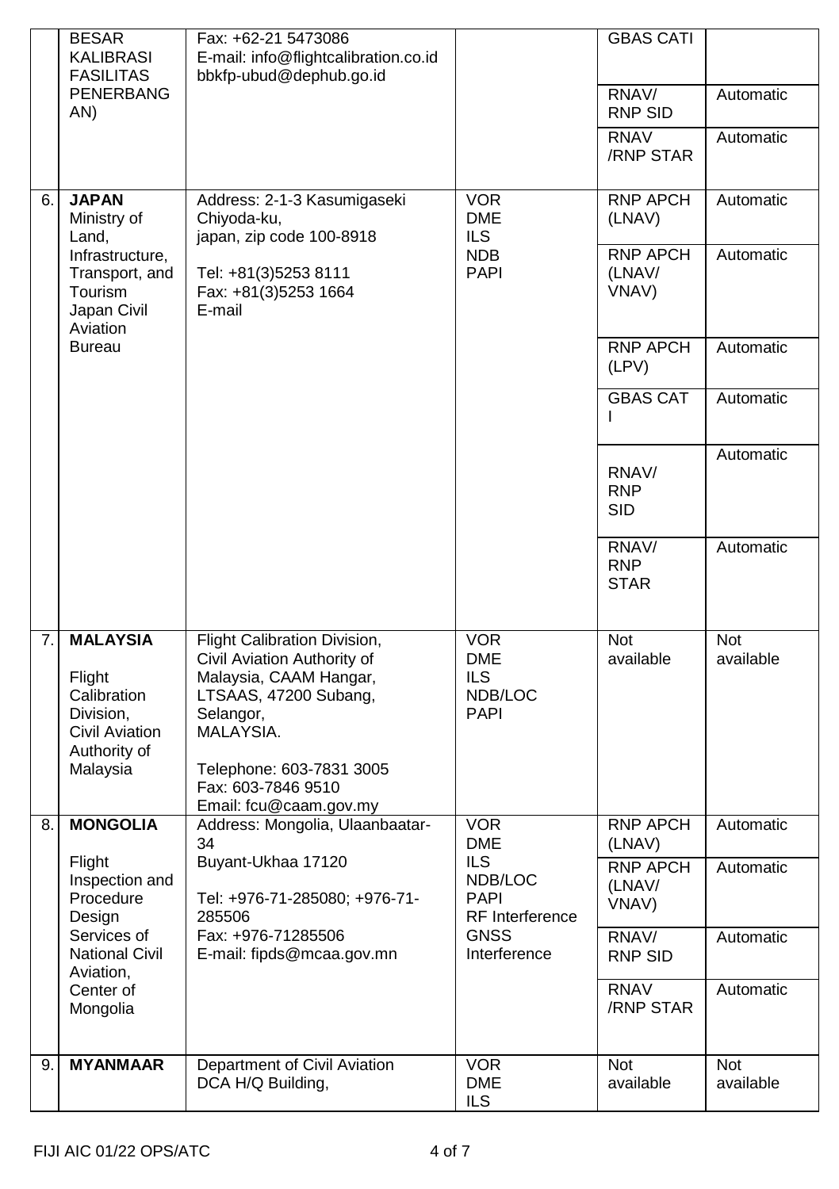| | | | | | |
|---|---|---|---|---|---|
| | BESAR KALIBRASI FASILITAS PENERBANGAN) | Fax: +62-21 5473086<br>E-mail: info@flightcalibration.co.id<br>bbkfp-ubud@dephub.go.id | | GBAS CATI | |
| | | | | RNAV/ RNP SID | Automatic |
| | | | | RNAV /RNP STAR | Automatic |
| 6. | **JAPAN**<br>Ministry of Land, Infrastructure, Transport, and Tourism Japan Civil Aviation Bureau | Address: 2-1-3 Kasumigaseki Chiyoda-ku, japan, zip code 100-8918<br><br>Tel: +81(3)5253 8111<br>Fax: +81(3)5253 1664<br>E-mail | VOR<br>DME<br>ILS<br>NDB<br>PAPI | RNP APCH (LNAV) | Automatic |
| | | | | RNP APCH (LNAV/ VNAV) | Automatic |
| | | | | RNP APCH (LPV) | Automatic |
| | | | | GBAS CAT I | Automatic |
| | | | | RNAV/ RNP SID | Automatic |
| | | | | RNAV/ RNP STAR | Automatic |
| 7. | **MALAYSIA**<br><br>Flight Calibration Division, Civil Aviation Authority of Malaysia | Flight Calibration Division, Civil Aviation Authority of Malaysia, CAAM Hangar, LTSAAS, 47200 Subang, Selangor, MALAYSIA.<br><br>Telephone: 603-7831 3005<br>Fax: 603-7846 9510<br>Email: fcu@caam.gov.my | VOR<br>DME<br>ILS<br>NDB/LOC<br>PAPI | Not available | Not available |
| 8. | **MONGOLIA**<br><br>Flight Inspection and Procedure Design Services of National Civil Aviation, Center of Mongolia | Address: Mongolia, Ulaanbaatar-34<br>Buyant-Ukhaa 17120<br><br>Tel: +976-71-285080; +976-71-285506<br>Fax: +976-71285506<br>E-mail: fipds@mcaa.gov.mn | VOR<br>DME<br>ILS<br>NDB/LOC<br>PAPI<br>RF Interference<br>GNSS Interference | RNP APCH (LNAV) | Automatic |
| | | | | RNP APCH (LNAV/ VNAV) | Automatic |
| | | | | RNAV/ RNP SID | Automatic |
| | | | | RNAV /RNP STAR | Automatic |
| 9. | **MYANMAAR** | Department of Civil Aviation<br>DCA H/Q Building, | VOR<br>DME<br>ILS | Not available | Not available |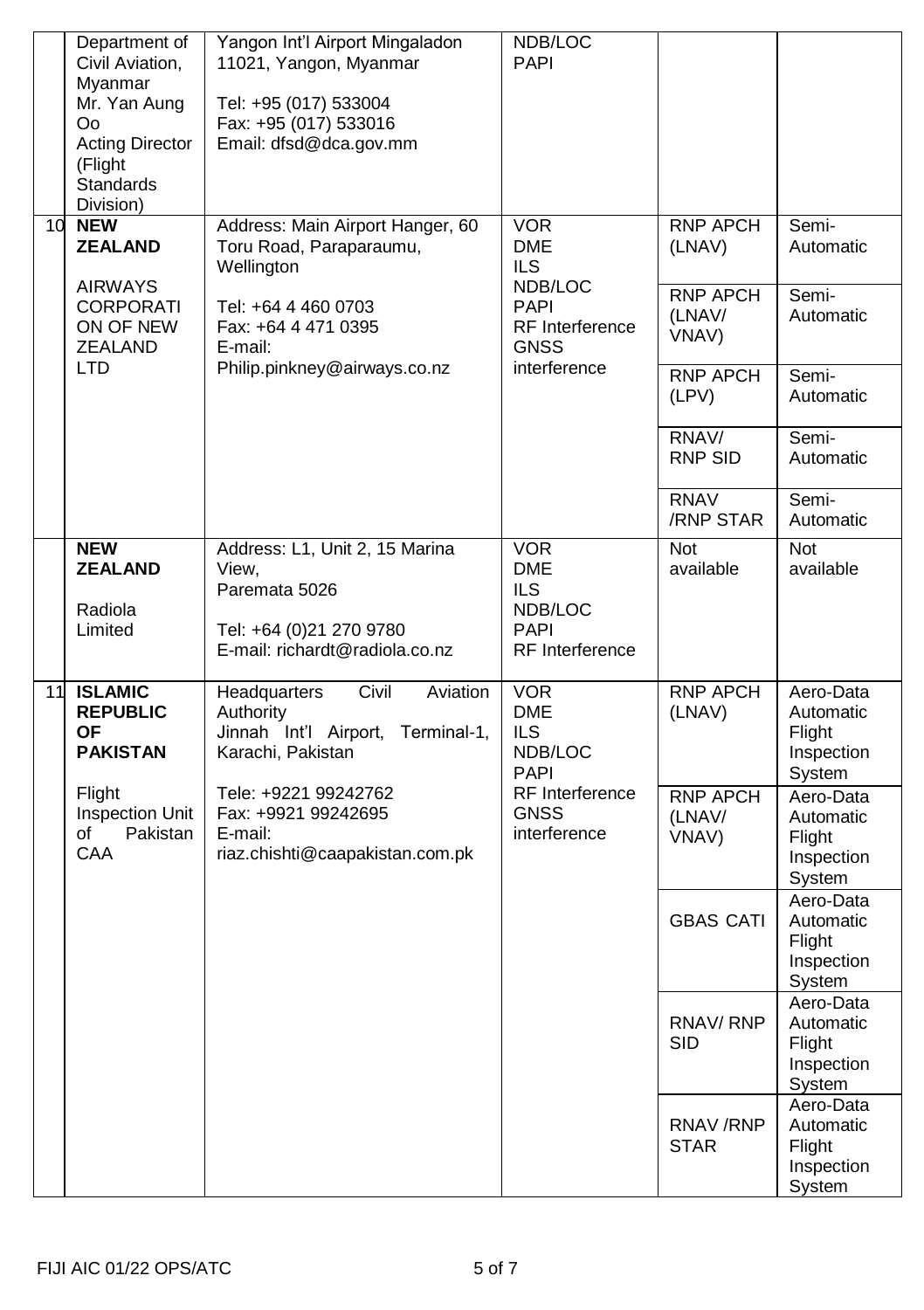| | | | | | |
|---|---|---|---|---|---|
| | Department of Civil Aviation, Myanmar<br>Mr. Yan Aung Oo<br>Acting Director (Flight Standards Division) | Yangon Int'l Airport Mingaladon 11021, Yangon, Myanmar<br><br>Tel: +95 (017) 533004<br>Fax: +95 (017) 533016<br>Email: dfsd@dca.gov.mm | NDB/LOC<br>PAPI | | |
| 10 | **NEW ZEALAND**<br><br>AIRWAYS CORPORATION OF NEW ZEALAND LTD | Address: Main Airport Hanger, 60 Toru Road, Paraparaumu, Wellington<br><br>Tel: +64 4 460 0703<br>Fax: +64 4 471 0395<br>E-mail:<br>Philip.pinkney@airways.co.nz | VOR<br>DME<br>ILS<br>NDB/LOC<br>PAPI<br>RF Interference<br>GNSS interference | RNP APCH (LNAV) | Semi-Automatic |
| | | | | RNP APCH (LNAV/ VNAV) | Semi-Automatic |
| | | | | RNP APCH (LPV) | Semi-Automatic |
| | | | | RNAV/ RNP SID | Semi-Automatic |
| | | | | RNAV /RNP STAR | Semi-Automatic |
| | **NEW ZEALAND**<br><br>Radiola Limited | Address: L1, Unit 2, 15 Marina View,<br>Paremata 5026<br><br>Tel: +64 (0)21 270 9780<br>E-mail: richardt@radiola.co.nz | VOR<br>DME<br>ILS<br>NDB/LOC<br>PAPI<br>RF Interference | Not available | Not available |
| 11 | **ISLAMIC REPUBLIC OF PAKISTAN**<br><br>Flight Inspection Unit of Pakistan CAA | Headquarters Civil Aviation Authority<br>Jinnah Int'l Airport, Terminal-1, Karachi, Pakistan<br><br>Tele: +9221 99242762<br>Fax: +9921 99242695<br>E-mail:<br>riaz.chishti@caapakistan.com.pk | VOR<br>DME<br>ILS<br>NDB/LOC<br>PAPI<br>RF Interference<br>GNSS interference | RNP APCH (LNAV) | Aero-Data Automatic Flight Inspection System |
| | | | | RNP APCH (LNAV/ VNAV) | Aero-Data Automatic Flight Inspection System |
| | | | | GBAS CATI | Aero-Data Automatic Flight Inspection System |
| | | | | RNAV/ RNP SID | Aero-Data Automatic Flight Inspection System |
| | | | | RNAV /RNP STAR | Aero-Data Automatic Flight Inspection System |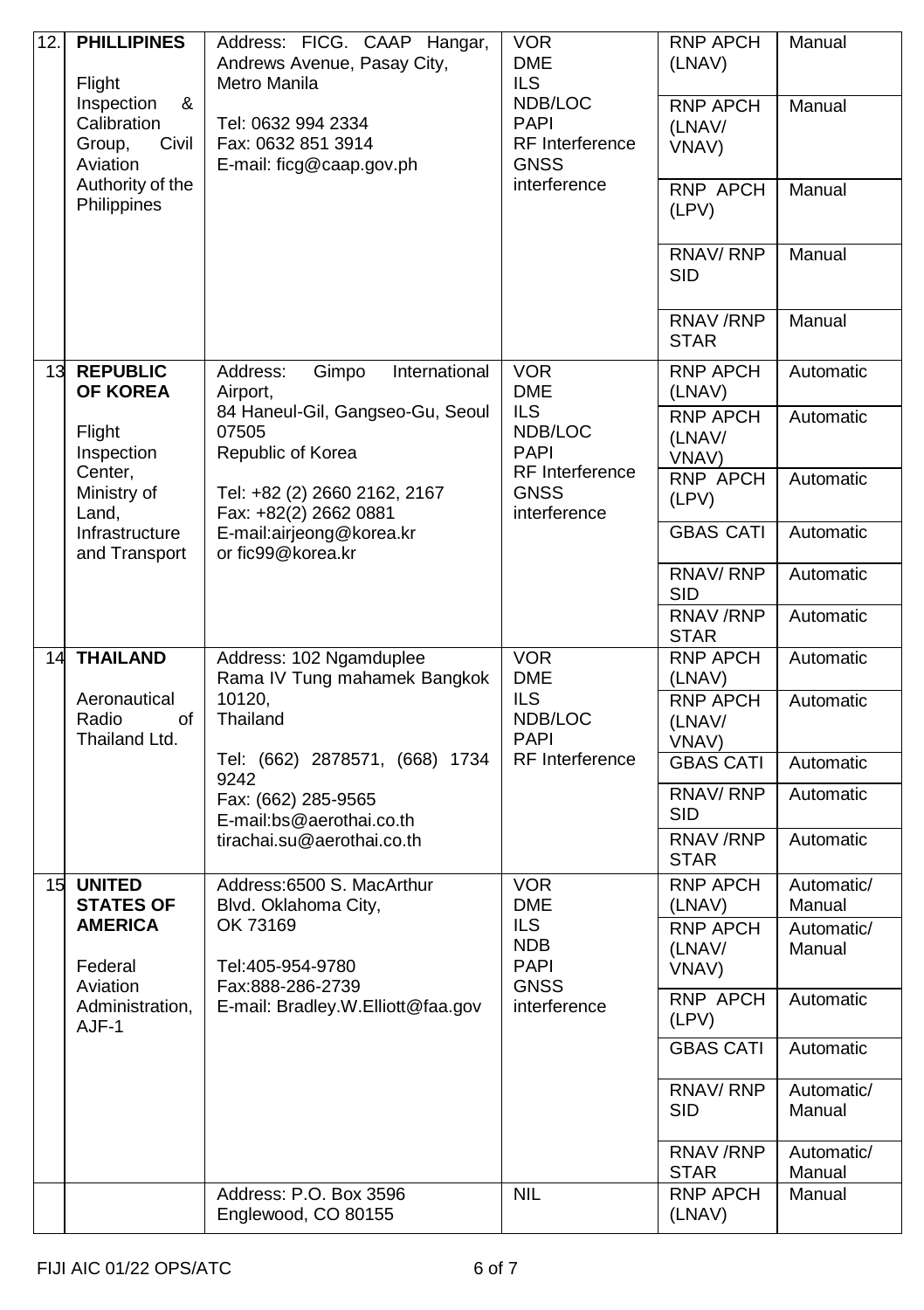| | | | | | |
|---|---|---|---|---|---|
| 12. | **PHILLIPINES**<br><br>Flight Inspection & Calibration Group, Civil Aviation Authority of the Philippines | Address: FICG. CAAP Hangar, Andrews Avenue, Pasay City, Metro Manila<br><br>Tel: 0632 994 2334<br>Fax: 0632 851 3914<br>E-mail: ficg@caap.gov.ph | VOR<br>DME<br>ILS<br>NDB/LOC<br>PAPI<br>RF Interference<br>GNSS interference | RNP APCH (LNAV) | Manual |
| | | | | RNP APCH (LNAV/ VNAV) | Manual |
| | | | | RNP APCH (LPV) | Manual |
| | | | | RNAV/ RNP SID | Manual |
| | | | | RNAV /RNP STAR | Manual |
| 13 | **REPUBLIC OF KOREA**<br><br>Flight Inspection Center, Ministry of Land, Infrastructure and Transport | Address: Gimpo International Airport,<br>84 Haneul-Gil, Gangseo-Gu, Seoul 07505<br>Republic of Korea<br><br>Tel: +82 (2) 2660 2162, 2167<br>Fax: +82(2) 2662 0881<br>E-mail:airjeong@korea.kr or fic99@korea.kr | VOR<br>DME<br>ILS<br>NDB/LOC<br>PAPI<br>RF Interference<br>GNSS interference | RNP APCH (LNAV) | Automatic |
| | | | | RNP APCH (LNAV/ VNAV) | Automatic |
| | | | | RNP APCH (LPV) | Automatic |
| | | | | GBAS CATI | Automatic |
| | | | | RNAV/ RNP SID | Automatic |
| | | | | RNAV /RNP STAR | Automatic |
| 14 | **THAILAND**<br><br>Aeronautical Radio of Thailand Ltd. | Address: 102 Ngamduplee Rama IV Tung mahamek Bangkok 10120,<br>Thailand<br><br>Tel: (662) 2878571, (668) 1734 9242<br>Fax: (662) 285-9565<br>E-mail:bs@aerothai.co.th<br>tirachai.su@aerothai.co.th | VOR<br>DME<br>ILS<br>NDB/LOC<br>PAPI<br>RF Interference | RNP APCH (LNAV) | Automatic |
| | | | | RNP APCH (LNAV/ VNAV) | Automatic |
| | | | | GBAS CATI | Automatic |
| | | | | RNAV/ RNP SID | Automatic |
| | | | | RNAV /RNP STAR | Automatic |
| 15 | **UNITED STATES OF AMERICA**<br><br>Federal Aviation Administration, AJF-1 | Address:6500 S. MacArthur Blvd. Oklahoma City, OK 73169<br><br>Tel:405-954-9780<br>Fax:888-286-2739<br>E-mail: Bradley.W.Elliott@faa.gov | VOR<br>DME<br>ILS<br>NDB<br>PAPI<br>GNSS interference | RNP APCH (LNAV) | Automatic/ Manual |
| | | | | RNP APCH (LNAV/ VNAV) | Automatic/ Manual |
| | | | | RNP APCH (LPV) | Automatic |
| | | | | GBAS CATI | Automatic |
| | | | | RNAV/ RNP SID | Automatic/ Manual |
| | | | | RNAV /RNP STAR | Automatic/ Manual |
| | | Address: P.O. Box 3596<br>Englewood, CO 80155 | NIL | RNP APCH (LNAV) | Manual |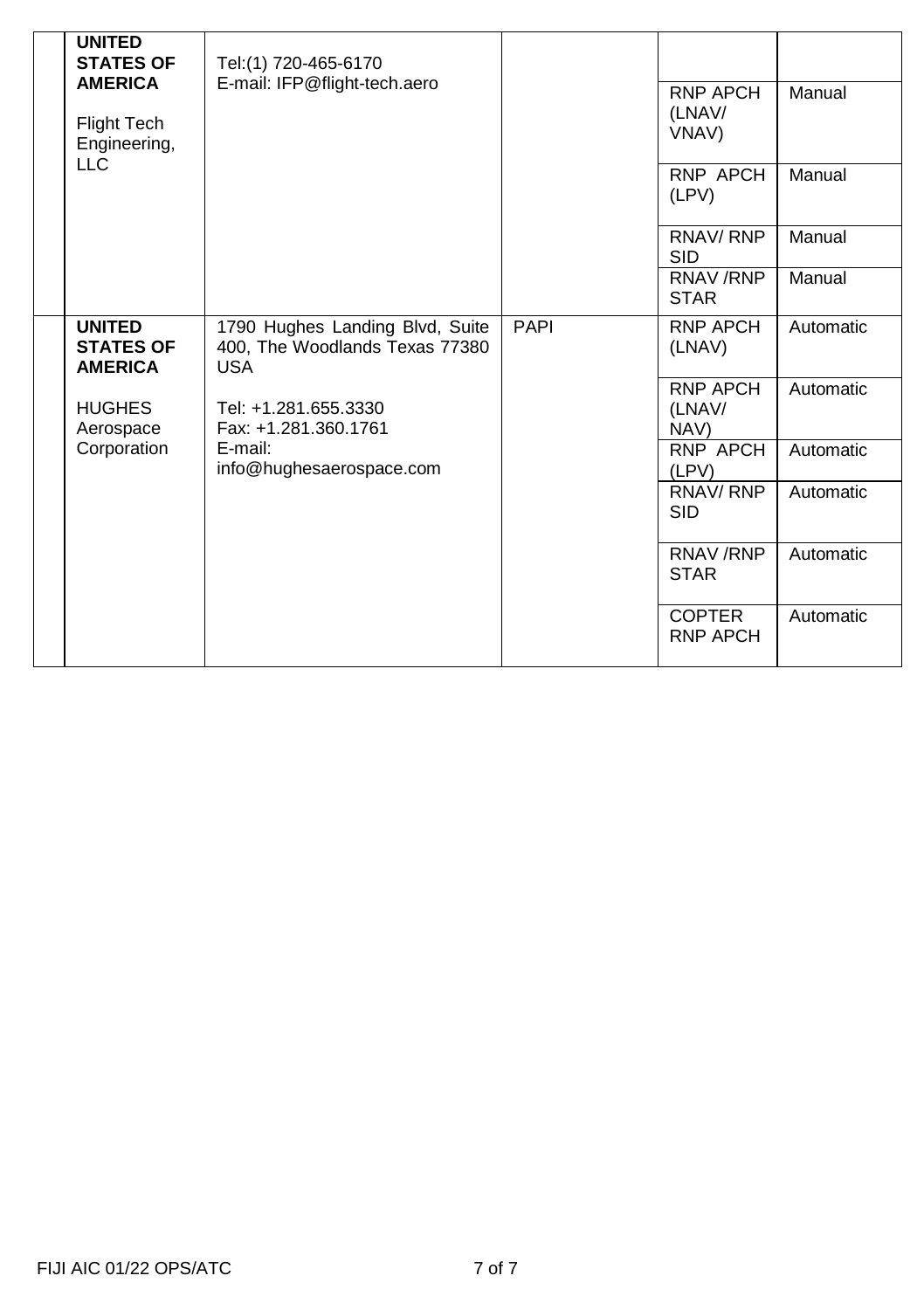| | | | | | |
|---|---|---|---|---|---|
| | **UNITED STATES OF AMERICA**<br><br>Flight Tech Engineering, LLC | Tel:(1) 720-465-6170<br>E-mail: IFP@flight-tech.aero | | | |
| | | | | RNP APCH (LNAV/ VNAV) | Manual |
| | | | | RNP APCH (LPV) | Manual |
| | | | | RNAV/ RNP SID | Manual |
| | | | | RNAV /RNP STAR | Manual |
| | **UNITED STATES OF AMERICA**<br><br>HUGHES Aerospace Corporation | 1790 Hughes Landing Blvd, Suite 400, The Woodlands Texas 77380 USA<br><br>Tel: +1.281.655.3330<br>Fax: +1.281.360.1761<br>E-mail: info@hughesaerospace.com | PAPI | RNP APCH (LNAV) | Automatic |
| | | | | RNP APCH (LNAV/ NAV) | Automatic |
| | | | | RNP APCH (LPV) | Automatic |
| | | | | RNAV/ RNP SID | Automatic |
| | | | | RNAV /RNP STAR | Automatic |
| | | | | COPTER RNP APCH | Automatic |